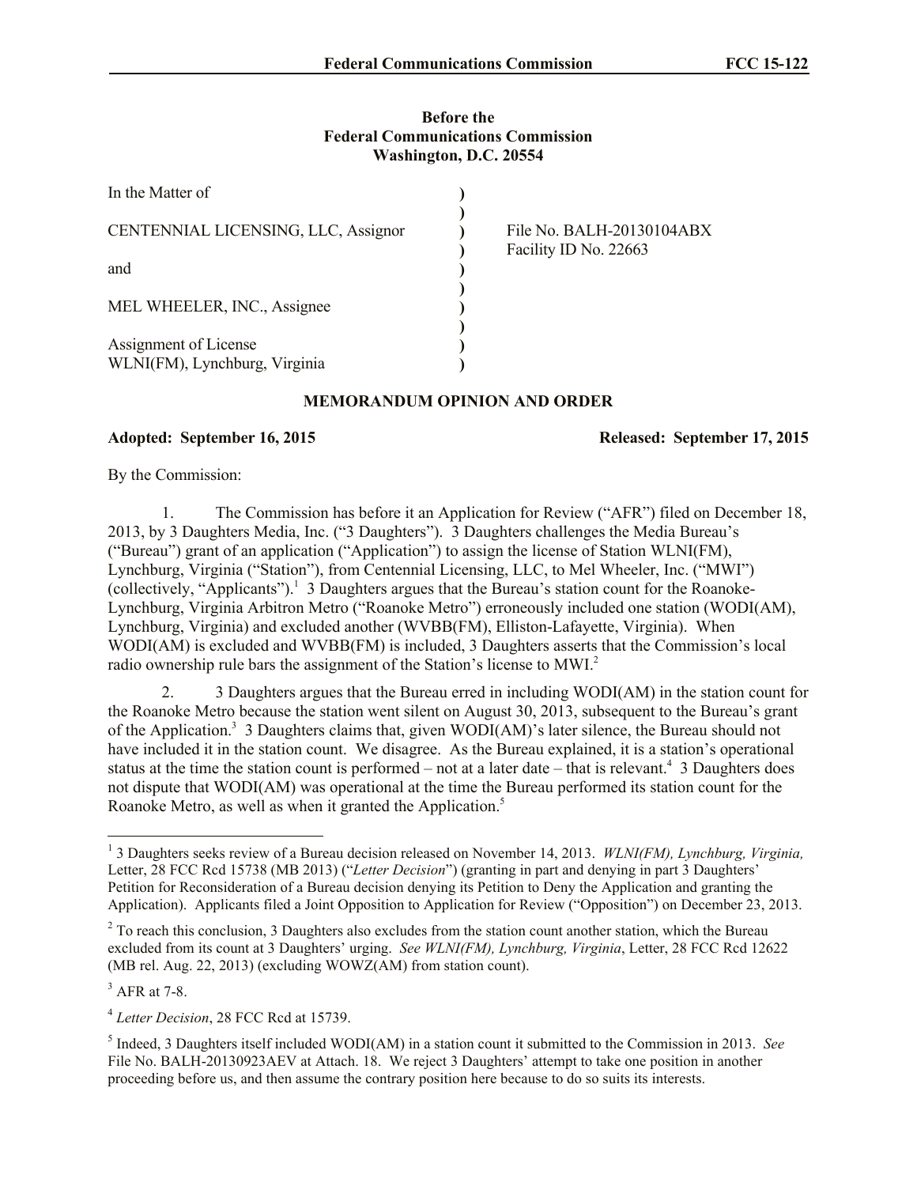**Before the**
**Federal Communications Commission**
**Washington, D.C. 20554**

| | | |
|---|---|---|
| In the Matter of | ) | |
| | ) | |
| CENTENNIAL LICENSING, LLC, Assignor | ) | File No. BALH-20130104ABX |
| | ) | Facility ID No. 22663 |
| and | ) | |
| | ) | |
| MEL WHEELER, INC., Assignee | ) | |
| | ) | |
| Assignment of License | ) | |
| WLNI(FM), Lynchburg, Virginia | ) | |

## MEMORANDUM OPINION AND ORDER

**Adopted: September 16, 2015** **Released: September 17, 2015**

By the Commission:

1. The Commission has before it an Application for Review ("AFR") filed on December 18, 2013, by 3 Daughters Media, Inc. ("3 Daughters"). 3 Daughters challenges the Media Bureau's ("Bureau") grant of an application ("Application") to assign the license of Station WLNI(FM), Lynchburg, Virginia ("Station"), from Centennial Licensing, LLC, to Mel Wheeler, Inc. ("MWI") (collectively, "Applicants").[1] 3 Daughters argues that the Bureau's station count for the Roanoke-Lynchburg, Virginia Arbitron Metro ("Roanoke Metro") erroneously included one station (WODI(AM), Lynchburg, Virginia) and excluded another (WVBB(FM), Elliston-Lafayette, Virginia). When WODI(AM) is excluded and WVBB(FM) is included, 3 Daughters asserts that the Commission's local radio ownership rule bars the assignment of the Station's license to MWI.[2]

2. 3 Daughters argues that the Bureau erred in including WODI(AM) in the station count for the Roanoke Metro because the station went silent on August 30, 2013, subsequent to the Bureau's grant of the Application.[3] 3 Daughters claims that, given WODI(AM)'s later silence, the Bureau should not have included it in the station count. We disagree. As the Bureau explained, it is a station's operational status at the time the station count is performed – not at a later date – that is relevant.[4] 3 Daughters does not dispute that WODI(AM) was operational at the time the Bureau performed its station count for the Roanoke Metro, as well as when it granted the Application.[5]

---

[1] 3 Daughters seeks review of a Bureau decision released on November 14, 2013. *WLNI(FM), Lynchburg, Virginia,* Letter, 28 FCC Rcd 15738 (MB 2013) ("*Letter Decision*") (granting in part and denying in part 3 Daughters' Petition for Reconsideration of a Bureau decision denying its Petition to Deny the Application and granting the Application). Applicants filed a Joint Opposition to Application for Review ("Opposition") on December 23, 2013.

[2] To reach this conclusion, 3 Daughters also excludes from the station count another station, which the Bureau excluded from its count at 3 Daughters' urging. *See WLNI(FM), Lynchburg, Virginia*, Letter, 28 FCC Rcd 12622 (MB rel. Aug. 22, 2013) (excluding WOWZ(AM) from station count).

[3] AFR at 7-8.

[4] *Letter Decision*, 28 FCC Rcd at 15739.

[5] Indeed, 3 Daughters itself included WODI(AM) in a station count it submitted to the Commission in 2013. *See* File No. BALH-20130923AEV at Attach. 18. We reject 3 Daughters' attempt to take one position in another proceeding before us, and then assume the contrary position here because to do so suits its interests.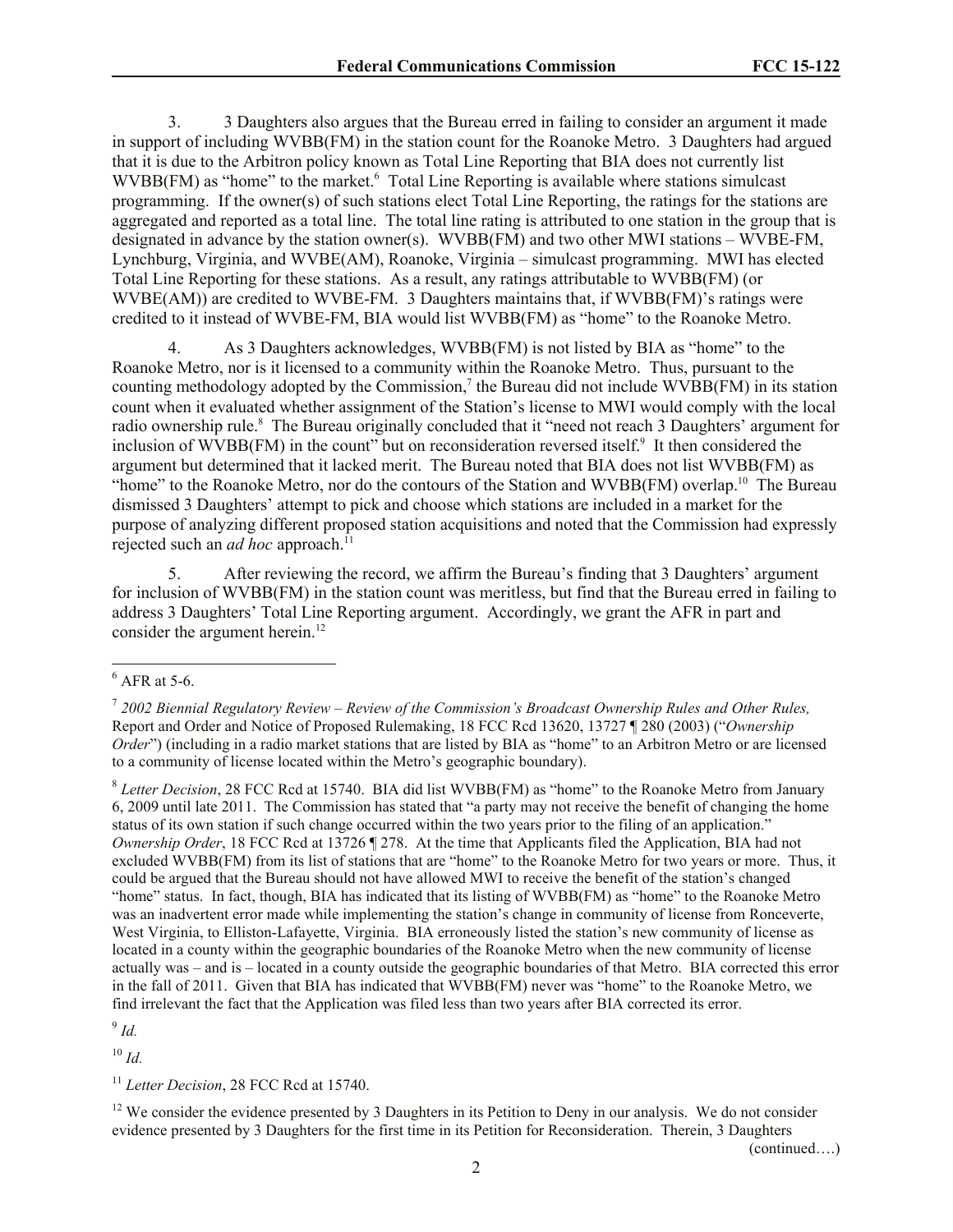3. 3 Daughters also argues that the Bureau erred in failing to consider an argument it made in support of including WVBB(FM) in the station count for the Roanoke Metro. 3 Daughters had argued that it is due to the Arbitron policy known as Total Line Reporting that BIA does not currently list WVBB(FM) as "home" to the market.[6] Total Line Reporting is available where stations simulcast programming. If the owner(s) of such stations elect Total Line Reporting, the ratings for the stations are aggregated and reported as a total line. The total line rating is attributed to one station in the group that is designated in advance by the station owner(s). WVBB(FM) and two other MWI stations – WVBE-FM, Lynchburg, Virginia, and WVBE(AM), Roanoke, Virginia – simulcast programming. MWI has elected Total Line Reporting for these stations. As a result, any ratings attributable to WVBB(FM) (or WVBE(AM)) are credited to WVBE-FM. 3 Daughters maintains that, if WVBB(FM)'s ratings were credited to it instead of WVBE-FM, BIA would list WVBB(FM) as "home" to the Roanoke Metro.

4. As 3 Daughters acknowledges, WVBB(FM) is not listed by BIA as "home" to the Roanoke Metro, nor is it licensed to a community within the Roanoke Metro. Thus, pursuant to the counting methodology adopted by the Commission,[7] the Bureau did not include WVBB(FM) in its station count when it evaluated whether assignment of the Station's license to MWI would comply with the local radio ownership rule.[8] The Bureau originally concluded that it "need not reach 3 Daughters' argument for inclusion of WVBB(FM) in the count" but on reconsideration reversed itself.[9] It then considered the argument but determined that it lacked merit. The Bureau noted that BIA does not list WVBB(FM) as "home" to the Roanoke Metro, nor do the contours of the Station and WVBB(FM) overlap.[10] The Bureau dismissed 3 Daughters' attempt to pick and choose which stations are included in a market for the purpose of analyzing different proposed station acquisitions and noted that the Commission had expressly rejected such an *ad hoc* approach.[11]

5. After reviewing the record, we affirm the Bureau's finding that 3 Daughters' argument for inclusion of WVBB(FM) in the station count was meritless, but find that the Bureau erred in failing to address 3 Daughters' Total Line Reporting argument. Accordingly, we grant the AFR in part and consider the argument herein.[12]

---

[6] AFR at 5-6.

[7] *2002 Biennial Regulatory Review – Review of the Commission's Broadcast Ownership Rules and Other Rules,* Report and Order and Notice of Proposed Rulemaking, 18 FCC Rcd 13620, 13727 ¶ 280 (2003) ("*Ownership Order*") (including in a radio market stations that are listed by BIA as "home" to an Arbitron Metro or are licensed to a community of license located within the Metro's geographic boundary).

[8] *Letter Decision*, 28 FCC Rcd at 15740. BIA did list WVBB(FM) as "home" to the Roanoke Metro from January 6, 2009 until late 2011. The Commission has stated that "a party may not receive the benefit of changing the home status of its own station if such change occurred within the two years prior to the filing of an application." *Ownership Order*, 18 FCC Rcd at 13726 ¶ 278. At the time that Applicants filed the Application, BIA had not excluded WVBB(FM) from its list of stations that are "home" to the Roanoke Metro for two years or more. Thus, it could be argued that the Bureau should not have allowed MWI to receive the benefit of the station's changed "home" status. In fact, though, BIA has indicated that its listing of WVBB(FM) as "home" to the Roanoke Metro was an inadvertent error made while implementing the station's change in community of license from Ronceverte, West Virginia, to Elliston-Lafayette, Virginia. BIA erroneously listed the station's new community of license as located in a county within the geographic boundaries of the Roanoke Metro when the new community of license actually was – and is – located in a county outside the geographic boundaries of that Metro. BIA corrected this error in the fall of 2011. Given that BIA has indicated that WVBB(FM) never was "home" to the Roanoke Metro, we find irrelevant the fact that the Application was filed less than two years after BIA corrected its error.

[9] *Id.*

[10] *Id.*

[11] *Letter Decision*, 28 FCC Rcd at 15740.

[12] We consider the evidence presented by 3 Daughters in its Petition to Deny in our analysis. We do not consider evidence presented by 3 Daughters for the first time in its Petition for Reconsideration. Therein, 3 Daughters

(continued….)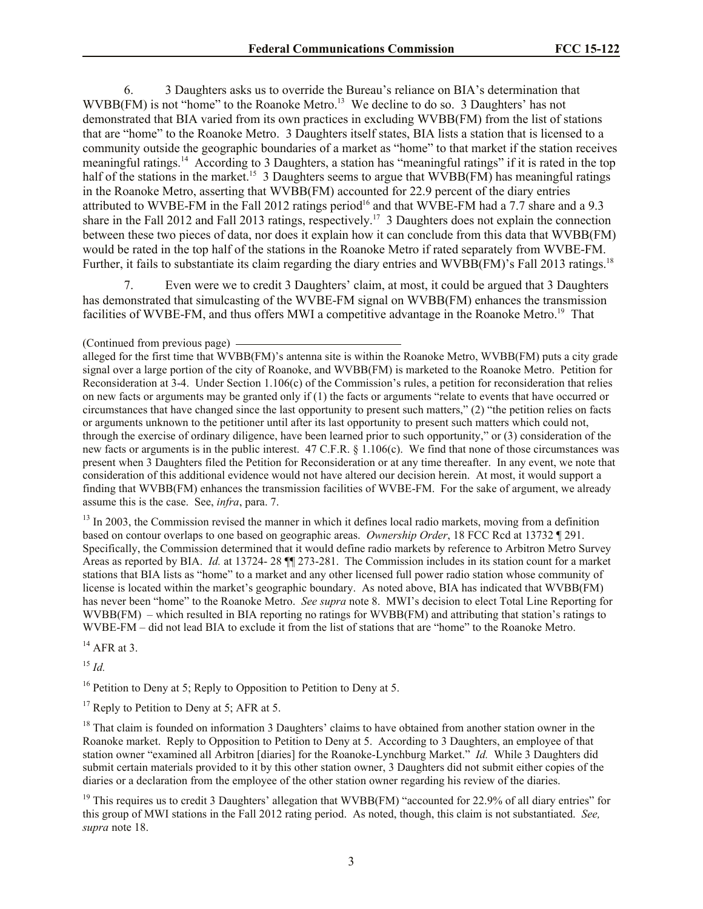6. 3 Daughters asks us to override the Bureau's reliance on BIA's determination that WVBB(FM) is not "home" to the Roanoke Metro.[13] We decline to do so. 3 Daughters' has not demonstrated that BIA varied from its own practices in excluding WVBB(FM) from the list of stations that are "home" to the Roanoke Metro. 3 Daughters itself states, BIA lists a station that is licensed to a community outside the geographic boundaries of a market as "home" to that market if the station receives meaningful ratings.[14] According to 3 Daughters, a station has "meaningful ratings" if it is rated in the top half of the stations in the market.[15] 3 Daughters seems to argue that WVBB(FM) has meaningful ratings in the Roanoke Metro, asserting that WVBB(FM) accounted for 22.9 percent of the diary entries attributed to WVBE-FM in the Fall 2012 ratings period[16] and that WVBE-FM had a 7.7 share and a 9.3 share in the Fall 2012 and Fall 2013 ratings, respectively.[17] 3 Daughters does not explain the connection between these two pieces of data, nor does it explain how it can conclude from this data that WVBB(FM) would be rated in the top half of the stations in the Roanoke Metro if rated separately from WVBE-FM. Further, it fails to substantiate its claim regarding the diary entries and WVBB(FM)'s Fall 2013 ratings.[18]

7. Even were we to credit 3 Daughters' claim, at most, it could be argued that 3 Daughters has demonstrated that simulcasting of the WVBE-FM signal on WVBB(FM) enhances the transmission facilities of WVBE-FM, and thus offers MWI a competitive advantage in the Roanoke Metro.[19] That

(Continued from previous page)

alleged for the first time that WVBB(FM)'s antenna site is within the Roanoke Metro, WVBB(FM) puts a city grade signal over a large portion of the city of Roanoke, and WVBB(FM) is marketed to the Roanoke Metro. Petition for Reconsideration at 3-4. Under Section 1.106(c) of the Commission's rules, a petition for reconsideration that relies on new facts or arguments may be granted only if (1) the facts or arguments "relate to events that have occurred or circumstances that have changed since the last opportunity to present such matters," (2) "the petition relies on facts or arguments unknown to the petitioner until after its last opportunity to present such matters which could not, through the exercise of ordinary diligence, have been learned prior to such opportunity," or (3) consideration of the new facts or arguments is in the public interest. 47 C.F.R. § 1.106(c). We find that none of those circumstances was present when 3 Daughters filed the Petition for Reconsideration or at any time thereafter. In any event, we note that consideration of this additional evidence would not have altered our decision herein. At most, it would support a finding that WVBB(FM) enhances the transmission facilities of WVBE-FM. For the sake of argument, we already assume this is the case. See, *infra*, para. 7.

[13] In 2003, the Commission revised the manner in which it defines local radio markets, moving from a definition based on contour overlaps to one based on geographic areas. *Ownership Order*, 18 FCC Rcd at 13732 ¶ 291. Specifically, the Commission determined that it would define radio markets by reference to Arbitron Metro Survey Areas as reported by BIA. *Id.* at 13724- 28 ¶¶ 273-281. The Commission includes in its station count for a market stations that BIA lists as "home" to a market and any other licensed full power radio station whose community of license is located within the market's geographic boundary. As noted above, BIA has indicated that WVBB(FM) has never been "home" to the Roanoke Metro. *See supra* note 8. MWI's decision to elect Total Line Reporting for WVBB(FM) – which resulted in BIA reporting no ratings for WVBB(FM) and attributing that station's ratings to WVBE-FM – did not lead BIA to exclude it from the list of stations that are "home" to the Roanoke Metro.

[14] AFR at 3.

[15] *Id.*

[16] Petition to Deny at 5; Reply to Opposition to Petition to Deny at 5.

[17] Reply to Petition to Deny at 5; AFR at 5.

[18] That claim is founded on information 3 Daughters' claims to have obtained from another station owner in the Roanoke market. Reply to Opposition to Petition to Deny at 5. According to 3 Daughters, an employee of that station owner "examined all Arbitron [diaries] for the Roanoke-Lynchburg Market." *Id.* While 3 Daughters did submit certain materials provided to it by this other station owner, 3 Daughters did not submit either copies of the diaries or a declaration from the employee of the other station owner regarding his review of the diaries.

[19] This requires us to credit 3 Daughters' allegation that WVBB(FM) "accounted for 22.9% of all diary entries" for this group of MWI stations in the Fall 2012 rating period. As noted, though, this claim is not substantiated. *See, supra* note 18.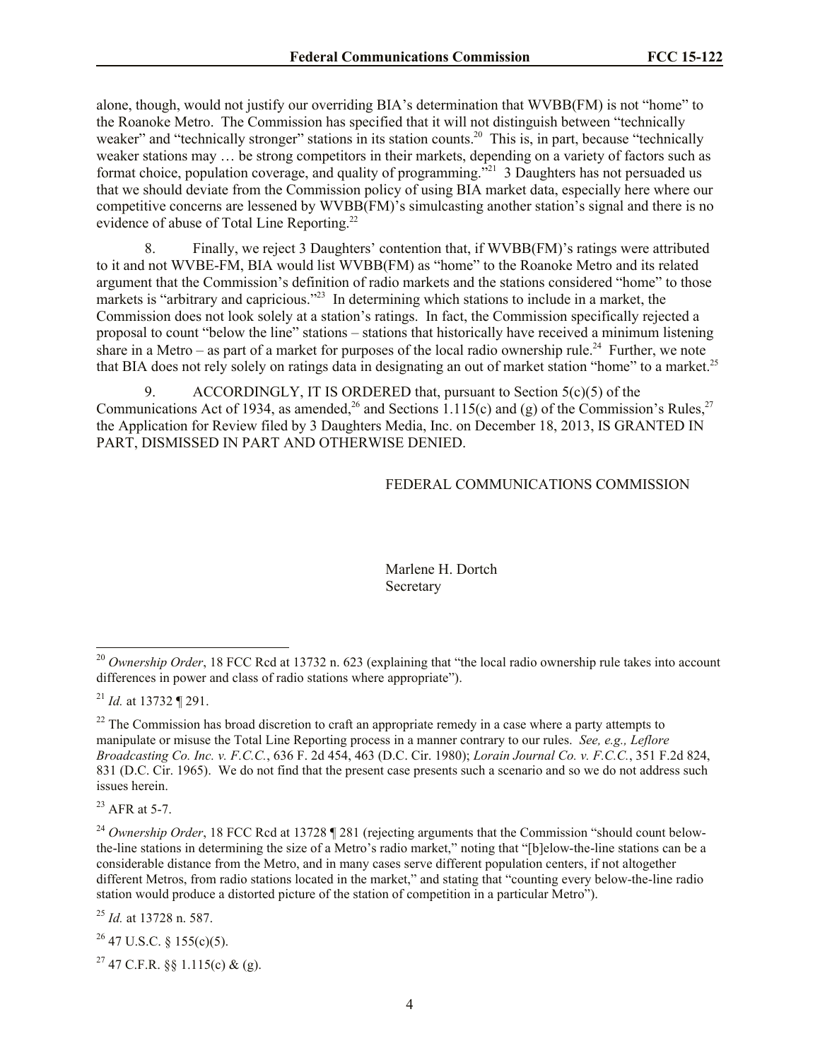alone, though, would not justify our overriding BIA's determination that WVBB(FM) is not "home" to the Roanoke Metro. The Commission has specified that it will not distinguish between "technically weaker" and "technically stronger" stations in its station counts.[20] This is, in part, because "technically weaker stations may … be strong competitors in their markets, depending on a variety of factors such as format choice, population coverage, and quality of programming."[21] 3 Daughters has not persuaded us that we should deviate from the Commission policy of using BIA market data, especially here where our competitive concerns are lessened by WVBB(FM)'s simulcasting another station's signal and there is no evidence of abuse of Total Line Reporting.[22]

8. Finally, we reject 3 Daughters' contention that, if WVBB(FM)'s ratings were attributed to it and not WVBE-FM, BIA would list WVBB(FM) as "home" to the Roanoke Metro and its related argument that the Commission's definition of radio markets and the stations considered "home" to those markets is "arbitrary and capricious."[23] In determining which stations to include in a market, the Commission does not look solely at a station's ratings. In fact, the Commission specifically rejected a proposal to count "below the line" stations – stations that historically have received a minimum listening share in a Metro – as part of a market for purposes of the local radio ownership rule.[24] Further, we note that BIA does not rely solely on ratings data in designating an out of market station "home" to a market.[25]

9. ACCORDINGLY, IT IS ORDERED that, pursuant to Section 5(c)(5) of the Communications Act of 1934, as amended,[26] and Sections 1.115(c) and (g) of the Commission's Rules,[27] the Application for Review filed by 3 Daughters Media, Inc. on December 18, 2013, IS GRANTED IN PART, DISMISSED IN PART AND OTHERWISE DENIED.

FEDERAL COMMUNICATIONS COMMISSION

Marlene H. Dortch
Secretary

---

[20] *Ownership Order*, 18 FCC Rcd at 13732 n. 623 (explaining that "the local radio ownership rule takes into account differences in power and class of radio stations where appropriate").

[21] *Id.* at 13732 ¶ 291.

[22] The Commission has broad discretion to craft an appropriate remedy in a case where a party attempts to manipulate or misuse the Total Line Reporting process in a manner contrary to our rules. *See, e.g., Leflore Broadcasting Co. Inc. v. F.C.C.*, 636 F. 2d 454, 463 (D.C. Cir. 1980); *Lorain Journal Co. v. F.C.C.*, 351 F.2d 824, 831 (D.C. Cir. 1965). We do not find that the present case presents such a scenario and so we do not address such issues herein.

[23] AFR at 5-7.

[24] *Ownership Order*, 18 FCC Rcd at 13728 ¶ 281 (rejecting arguments that the Commission "should count below-the-line stations in determining the size of a Metro's radio market," noting that "[b]elow-the-line stations can be a considerable distance from the Metro, and in many cases serve different population centers, if not altogether different Metros, from radio stations located in the market," and stating that "counting every below-the-line radio station would produce a distorted picture of the station of competition in a particular Metro").

[25] *Id.* at 13728 n. 587.

[26] 47 U.S.C. § 155(c)(5).

[27] 47 C.F.R. §§ 1.115(c) & (g).